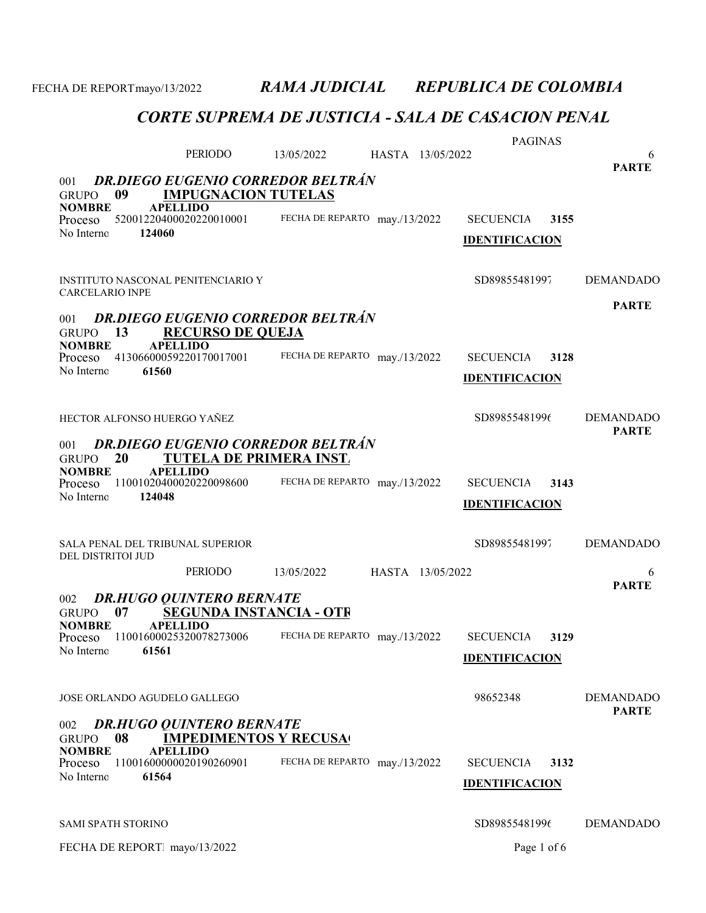FECHA DE REPORT mayo/13/2022

# *RAMA JUDICIAL REPUBLICA DE COLOMBIA*

## *CORTE SUPREMA DE JUSTICIA - SALA DE CASACION PENAL*

PERIODO 13/05/2022 HASTA 13/05/2022 PAGINAS 6

**PARTE**

001 ***DR.DIEGO EUGENIO CORREDOR BELTRÁN***

GRUPO **09** **IMPUGNACION TUTELAS**

**NOMBRE** **APELLIDO**

Proceso 52001220400020220010001 FECHA DE REPARTO may./13/2022 SECUENCIA **3155**

No Interno **124060** **IDENTIFICACION**

INSTITUTO NASCONAL PENITENCIARIO Y CARCELARIO INPE SD89855481997 DEMANDADO

**PARTE**

001 ***DR.DIEGO EUGENIO CORREDOR BELTRÁN***

GRUPO **13** **RECURSO DE QUEJA**

**NOMBRE** **APELLIDO**

Proceso 41306600059220170017001 FECHA DE REPARTO may./13/2022 SECUENCIA **3128**

No Interno **61560** **IDENTIFICACION**

HECTOR ALFONSO HUERGO YAÑEZ SD89855481996 DEMANDADO

**PARTE**

001 ***DR.DIEGO EUGENIO CORREDOR BELTRÁN***

GRUPO **20** **TUTELA DE PRIMERA INST.**

**NOMBRE** **APELLIDO**

Proceso 11001020400020220098600 FECHA DE REPARTO may./13/2022 SECUENCIA **3143**

No Interno **124048** **IDENTIFICACION**

SALA PENAL DEL TRIBUNAL SUPERIOR DEL DISTRITOI JUD SD89855481997 DEMANDADO

PERIODO 13/05/2022 HASTA 13/05/2022 6

**PARTE**

002 ***DR.HUGO QUINTERO BERNATE***

GRUPO **07** **SEGUNDA INSTANCIA - OTR**

**NOMBRE** **APELLIDO**

Proceso 11001600025320078273006 FECHA DE REPARTO may./13/2022 SECUENCIA **3129**

No Interno **61561** **IDENTIFICACION**

JOSE ORLANDO AGUDELO GALLEGO 98652348 DEMANDADO

**PARTE**

002 ***DR.HUGO QUINTERO BERNATE***

GRUPO **08** **IMPEDIMENTOS Y RECUSA(**

**NOMBRE** **APELLIDO**

Proceso 11001600000020190260901 FECHA DE REPARTO may./13/2022 SECUENCIA **3132**

No Interno **61564** **IDENTIFICACION**

SAMI SPATH STORINO SD89855481996 DEMANDADO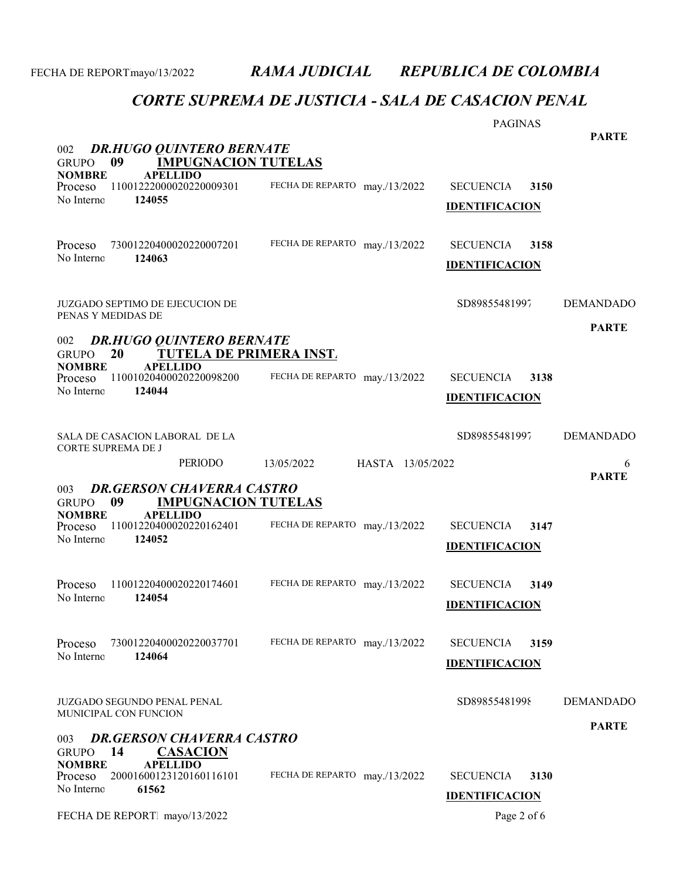# RAMA JUDICIAL REPUBLICA DE COLOMBIA

## CORTE SUPREMA DE JUSTICIA - SALA DE CASACION PENAL

PAGINAS

**PARTE**

### 002 *DR.HUGO QUINTERO BERNATE*

GRUPO **09** **IMPUGNACION TUTELAS**

**NOMBRE** **APELLIDO**

Proceso 11001222000020220009301 FECHA DE REPARTO may./13/2022 SECUENCIA **3150**

No Interno **124055** **IDENTIFICACION**

Proceso 73001220400020220007201 FECHA DE REPARTO may./13/2022 SECUENCIA **3158**

No Interno **124063** **IDENTIFICACION**

JUZGADO SEPTIMO DE EJECUCION DE PENAS Y MEDIDAS DE SD89855481997 DEMANDADO

**PARTE**

### 002 *DR.HUGO QUINTERO BERNATE*

GRUPO **20** **TUTELA DE PRIMERA INST.**

**NOMBRE** **APELLIDO**

Proceso 11001020400020220098200 FECHA DE REPARTO may./13/2022 SECUENCIA **3138**

No Interno **124044** **IDENTIFICACION**

SALA DE CASACION LABORAL DE LA CORTE SUPREMA DE J SD89855481997 DEMANDADO

PERIODO 13/05/2022 HASTA 13/05/2022 6

**PARTE**

### 003 *DR.GERSON CHAVERRA CASTRO*

GRUPO **09** **IMPUGNACION TUTELAS**

**NOMBRE** **APELLIDO**

Proceso 11001220400020220162401 FECHA DE REPARTO may./13/2022 SECUENCIA **3147**

No Interno **124052** **IDENTIFICACION**

Proceso 11001220400020220174601 FECHA DE REPARTO may./13/2022 SECUENCIA **3149**

No Interno **124054** **IDENTIFICACION**

Proceso 73001220400020220037701 FECHA DE REPARTO may./13/2022 SECUENCIA **3159**

No Interno **124064** **IDENTIFICACION**

JUZGADO SEGUNDO PENAL PENAL MUNICIPAL CON FUNCION SD89855481998 DEMANDADO

**PARTE**

### 003 *DR.GERSON CHAVERRA CASTRO*

GRUPO **14** **CASACION**

**NOMBRE** **APELLIDO**

Proceso 20001600123120160116101 FECHA DE REPARTO may./13/2022 SECUENCIA **3130**

No Interno **61562** **IDENTIFICACION**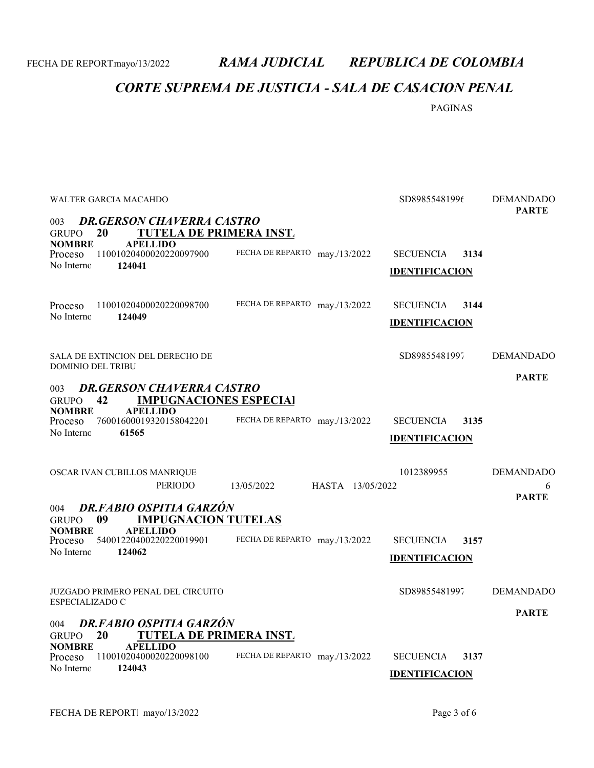RAMA JUDICIAL REPUBLICA DE COLOMBIA

CORTE SUPREMA DE JUSTICIA - SALA DE CASACION PENAL

PAGINAS

WALTER GARCIA MACAHDO SD89855481996 DEMANDADO

**PARTE**

003 ***DR.GERSON CHAVERRA CASTRO***

GRUPO **20** **TUTELA DE PRIMERA INST.**

**NOMBRE** **APELLIDO**

Proceso 11001020400020220097900 FECHA DE REPARTO may./13/2022 SECUENCIA **3134**

No Interno **124041** **IDENTIFICACION**

Proceso 11001020400020220098700 FECHA DE REPARTO may./13/2022 SECUENCIA **3144**

No Interno **124049** **IDENTIFICACION**

SALA DE EXTINCION DEL DERECHO DE DOMINIO DEL TRIBU SD89855481997 DEMANDADO

**PARTE**

003 ***DR.GERSON CHAVERRA CASTRO***

GRUPO **42** **IMPUGNACIONES ESPECIAI**

**NOMBRE** **APELLIDO**

Proceso 76001600019320158042201 FECHA DE REPARTO may./13/2022 SECUENCIA **3135**

No Interno **61565** **IDENTIFICACION**

OSCAR IVAN CUBILLOS MANRIQUE 1012389955 DEMANDADO

PERIODO 13/05/2022 HASTA 13/05/2022 6

**PARTE**

004 ***DR.FABIO OSPITIA GARZÓN***

GRUPO **09** **IMPUGNACION TUTELAS**

**NOMBRE** **APELLIDO**

Proceso 54001220400220220019901 FECHA DE REPARTO may./13/2022 SECUENCIA **3157**

No Interno **124062** **IDENTIFICACION**

JUZGADO PRIMERO PENAL DEL CIRCUITO ESPECIALIZADO C SD89855481997 DEMANDADO

**PARTE**

004 ***DR.FABIO OSPITIA GARZÓN***

GRUPO **20** **TUTELA DE PRIMERA INST.**

**NOMBRE** **APELLIDO**

Proceso 11001020400020220098100 FECHA DE REPARTO may./13/2022 SECUENCIA **3137**

No Interno **124043** **IDENTIFICACION**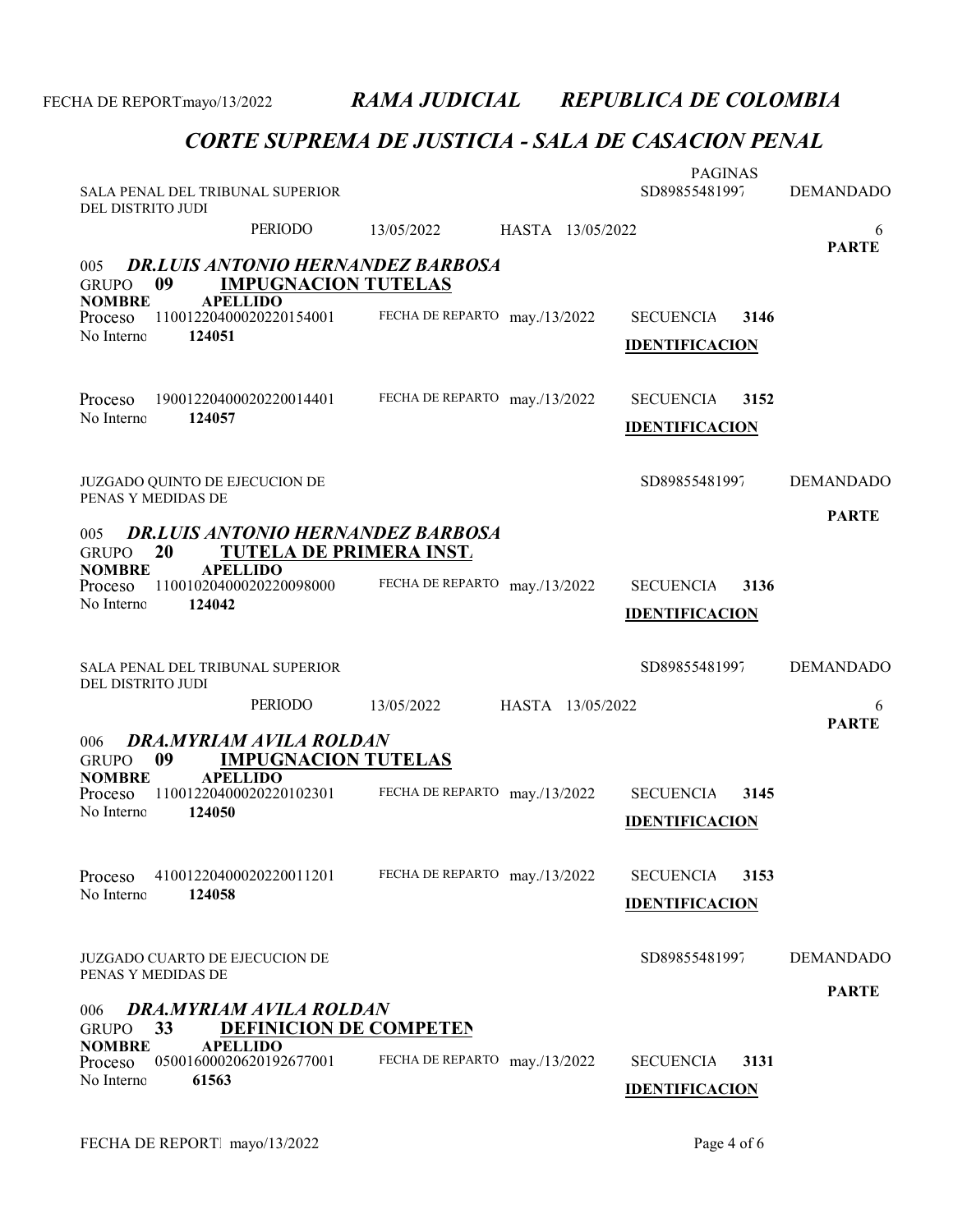# CORTE SUPREMA DE JUSTICIA - SALA DE CASACION PENAL

SALA PENAL DEL TRIBUNAL SUPERIOR DEL DISTRITO JUDI

PAGINAS

SD89855481997 — DEMANDADO

PERIODO 13/05/2022 HASTA 13/05/2022 — 6

PARTE

### 005 *DR.LUIS ANTONIO HERNANDEZ BARBOSA*

GRUPO **09** **IMPUGNACION TUTELAS**

| NOMBRE | APELLIDO | | | | |
|---|---|---|---|---|---|
| Proceso | 11001220400020220154001 | FECHA DE REPARTO | may./13/2022 | SECUENCIA | 3146 |
| No Interno | **124051** | | | **IDENTIFICACION** | |
| Proceso | 19001220400020220014401 | FECHA DE REPARTO | may./13/2022 | SECUENCIA | 3152 |
| No Interno | **124057** | | | **IDENTIFICACION** | |

JUZGADO QUINTO DE EJECUCION DE PENAS Y MEDIDAS DE

SD89855481997 — DEMANDADO

PARTE

### 005 *DR.LUIS ANTONIO HERNANDEZ BARBOSA*

GRUPO **20** **TUTELA DE PRIMERA INST.**

| NOMBRE | APELLIDO | | | | |
|---|---|---|---|---|---|
| Proceso | 11001020400020220098000 | FECHA DE REPARTO | may./13/2022 | SECUENCIA | 3136 |
| No Interno | **124042** | | | **IDENTIFICACION** | |

SALA PENAL DEL TRIBUNAL SUPERIOR DEL DISTRITO JUDI

SD89855481997 — DEMANDADO

PERIODO 13/05/2022 HASTA 13/05/2022 — 6

PARTE

### 006 *DRA.MYRIAM AVILA ROLDAN*

GRUPO **09** **IMPUGNACION TUTELAS**

| NOMBRE | APELLIDO | | | | |
|---|---|---|---|---|---|
| Proceso | 11001220400020220102301 | FECHA DE REPARTO | may./13/2022 | SECUENCIA | 3145 |
| No Interno | **124050** | | | **IDENTIFICACION** | |
| Proceso | 41001220400020220011201 | FECHA DE REPARTO | may./13/2022 | SECUENCIA | 3153 |
| No Interno | **124058** | | | **IDENTIFICACION** | |

JUZGADO CUARTO DE EJECUCION DE PENAS Y MEDIDAS DE

SD89855481997 — DEMANDADO

PARTE

### 006 *DRA.MYRIAM AVILA ROLDAN*

GRUPO **33** **DEFINICION DE COMPETEN**

| NOMBRE | APELLIDO | | | | |
|---|---|---|---|---|---|
| Proceso | 05001600020620192677001 | FECHA DE REPARTO | may./13/2022 | SECUENCIA | 3131 |
| No Interno | **61563** | | | **IDENTIFICACION** | |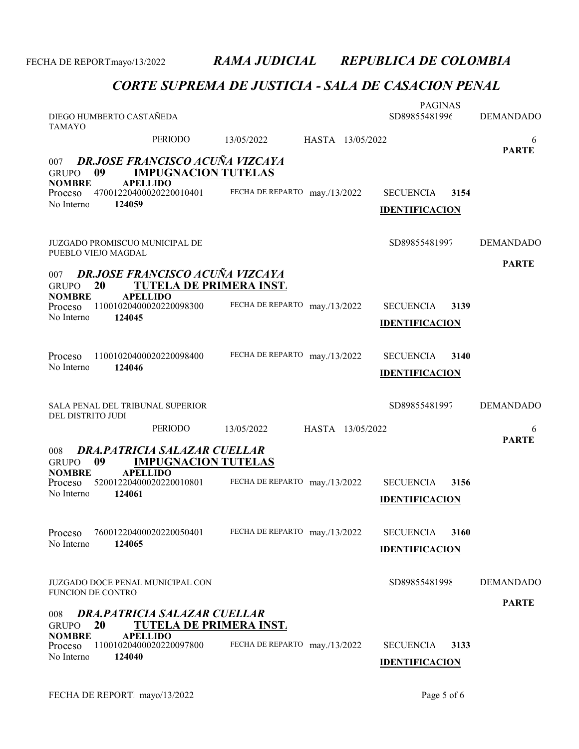DIEGO HUMBERTO CASTAÑEDA TAMAYO — SD89855481996 — DEMANDADO

PAGINAS

PERIODO 13/05/2022 HASTA 13/05/2022 — 6

PARTE

### 007 *DR.JOSE FRANCISCO ACUÑA VIZCAYA*

GRUPO **09** **IMPUGNACION TUTELAS**

**NOMBRE** **APELLIDO**

| Proceso | No Interno | FECHA DE REPARTO | SECUENCIA | |
|---|---|---|---|---|
| 47001220400020220010401 | **124059** | may./13/2022 | **3154** | **IDENTIFICACION** |

JUZGADO PROMISCUO MUNICIPAL DE PUEBLO VIEJO MAGDAL — SD89855481997 — DEMANDADO

PARTE

### 007 *DR.JOSE FRANCISCO ACUÑA VIZCAYA*

GRUPO **20** **TUTELA DE PRIMERA INST.**

**NOMBRE** **APELLIDO**

| Proceso | No Interno | FECHA DE REPARTO | SECUENCIA | |
|---|---|---|---|---|
| 11001020400020220098300 | **124045** | may./13/2022 | **3139** | **IDENTIFICACION** |
| 11001020400020220098400 | **124046** | may./13/2022 | **3140** | **IDENTIFICACION** |

SALA PENAL DEL TRIBUNAL SUPERIOR DEL DISTRITO JUDI — SD89855481997 — DEMANDADO

PERIODO 13/05/2022 HASTA 13/05/2022 — 6

PARTE

### 008 *DRA.PATRICIA SALAZAR CUELLAR*

GRUPO **09** **IMPUGNACION TUTELAS**

**NOMBRE** **APELLIDO**

| Proceso | No Interno | FECHA DE REPARTO | SECUENCIA | |
|---|---|---|---|---|
| 52001220400020220010801 | **124061** | may./13/2022 | **3156** | **IDENTIFICACION** |
| 76001220400020220050401 | **124065** | may./13/2022 | **3160** | **IDENTIFICACION** |

JUZGADO DOCE PENAL MUNICIPAL CON FUNCION DE CONTRO — SD89855481998 — DEMANDADO

PARTE

### 008 *DRA.PATRICIA SALAZAR CUELLAR*

GRUPO **20** **TUTELA DE PRIMERA INST.**

**NOMBRE** **APELLIDO**

| Proceso | No Interno | FECHA DE REPARTO | SECUENCIA | |
|---|---|---|---|---|
| 11001020400020220097800 | **124040** | may./13/2022 | **3133** | **IDENTIFICACION** |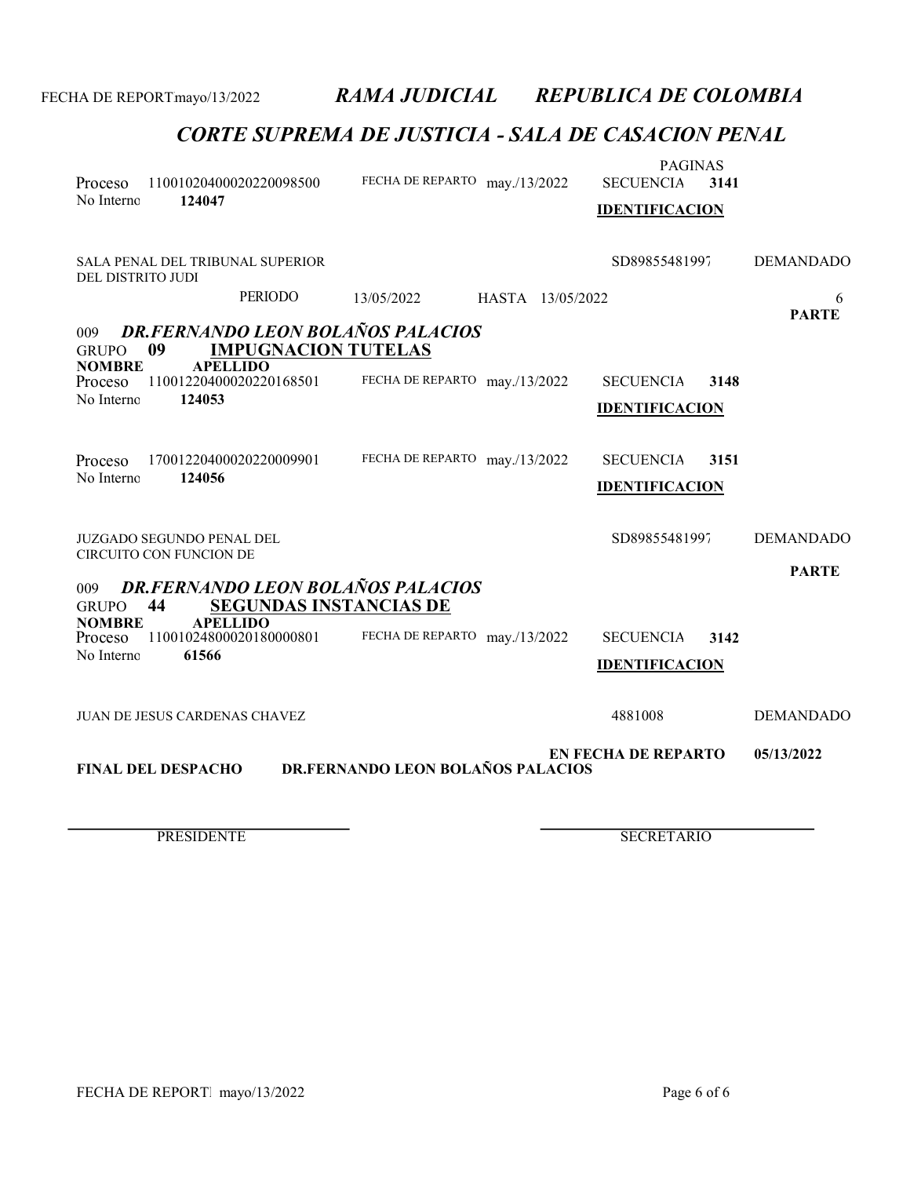FECHA DE REPORTmayo/13/2022 *RAMA JUDICIAL* *REPUBLICA DE COLOMBIA*

## *CORTE SUPREMA DE JUSTICIA - SALA DE CASACION PENAL*

Proceso 11001020400020220098500 FECHA DE REPARTO may./13/2022 SECUENCIA **3141**
No Interno **124047** **IDENTIFICACION**

| | | |
|---|---|---|
| SALA PENAL DEL TRIBUNAL SUPERIOR DEL DISTRITO JUDI | SD89855481997 | DEMANDADO |

PERIODO 13/05/2022 HASTA 13/05/2022 PAGINAS 6

**PARTE**

009 ***DR.FERNANDO LEON BOLAÑOS PALACIOS***
GRUPO **09** **IMPUGNACION TUTELAS**
**NOMBRE** **APELLIDO**

Proceso 11001220400020220168501 FECHA DE REPARTO may./13/2022 SECUENCIA **3148**
No Interno **124053** **IDENTIFICACION**

Proceso 17001220400020220009901 FECHA DE REPARTO may./13/2022 SECUENCIA **3151**
No Interno **124056** **IDENTIFICACION**

| | | |
|---|---|---|
| JUZGADO SEGUNDO PENAL DEL CIRCUITO CON FUNCION DE | SD89855481997 | DEMANDADO |

**PARTE**

009 ***DR.FERNANDO LEON BOLAÑOS PALACIOS***
GRUPO **44** **SEGUNDAS INSTANCIAS DE**
**NOMBRE** **APELLIDO**

Proceso 11001024800020180000801 FECHA DE REPARTO may./13/2022 SECUENCIA **3142**
No Interno **61566** **IDENTIFICACION**

| | | |
|---|---|---|
| JUAN DE JESUS CARDENAS CHAVEZ | 4881008 | DEMANDADO |

**FINAL DEL DESPACHO** **DR.FERNANDO LEON BOLAÑOS PALACIOS** **EN FECHA DE REPARTO** **05/13/2022**

PRESIDENTE SECRETARIO